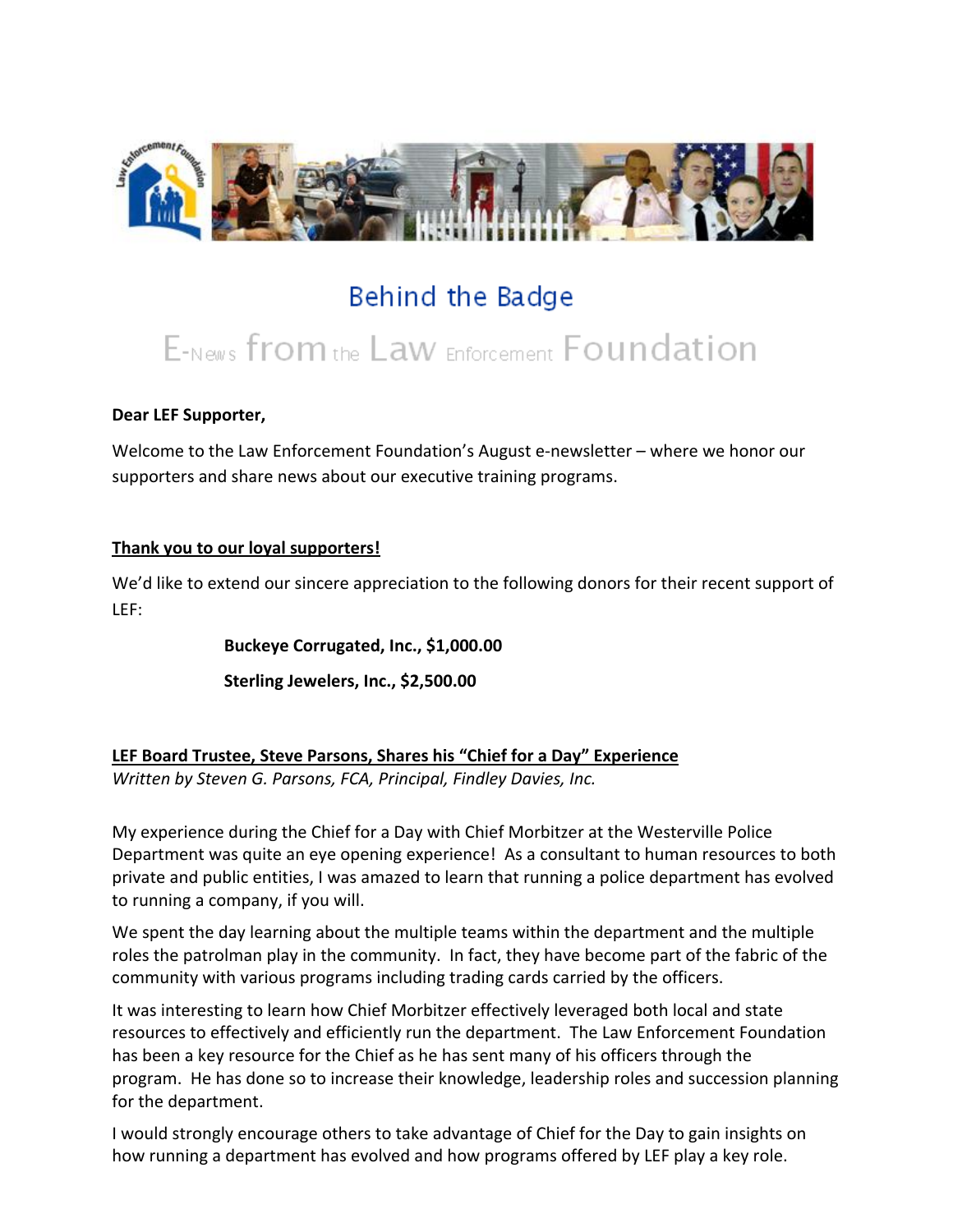# Behind the Badge

## E-News from the Law Enforcement Foundation

**Dear LEF Supporter,**

Welcome to the Law Enforcement Foundation's August e-newsletter – where we honor our supporters and share news about our executive training programs.

**Thank you to our loyal supporters!**

We'd like to extend our sincere appreciation to the following donors for their recent support of LEF:

**Buckeye Corrugated, Inc., $1,000.00**

**Sterling Jewelers, Inc., $2,500.00**

**LEF Board Trustee, Steve Parsons, Shares his "Chief for a Day" Experience**

*Written by Steven G. Parsons, FCA, Principal, Findley Davies, Inc.*

My experience during the Chief for a Day with Chief Morbitzer at the Westerville Police Department was quite an eye opening experience! As a consultant to human resources to both private and public entities, I was amazed to learn that running a police department has evolved to running a company, if you will.

We spent the day learning about the multiple teams within the department and the multiple roles the patrolman play in the community. In fact, they have become part of the fabric of the community with various programs including trading cards carried by the officers.

It was interesting to learn how Chief Morbitzer effectively leveraged both local and state resources to effectively and efficiently run the department. The Law Enforcement Foundation has been a key resource for the Chief as he has sent many of his officers through the program. He has done so to increase their knowledge, leadership roles and succession planning for the department.

I would strongly encourage others to take advantage of Chief for the Day to gain insights on how running a department has evolved and how programs offered by LEF play a key role.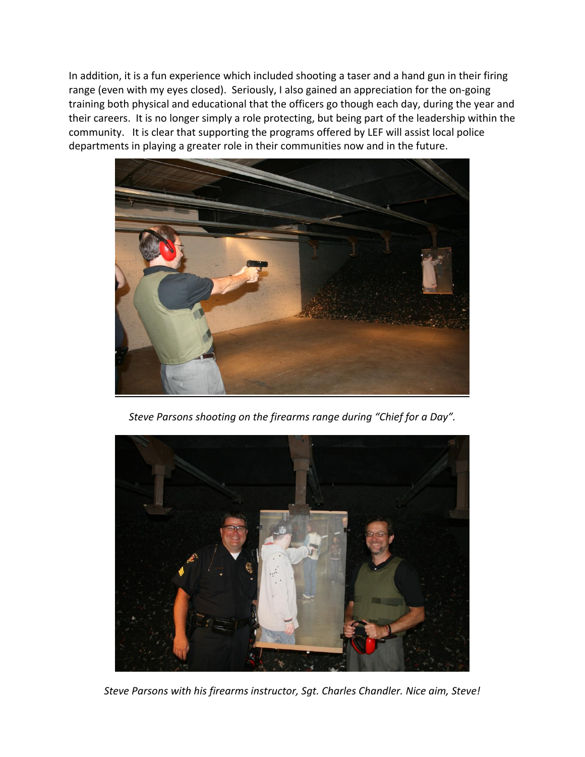In addition, it is a fun experience which included shooting a taser and a hand gun in their firing range (even with my eyes closed). Seriously, I also gained an appreciation for the on-going training both physical and educational that the officers go though each day, during the year and their careers. It is no longer simply a role protecting, but being part of the leadership within the community. It is clear that supporting the programs offered by LEF will assist local police departments in playing a greater role in their communities now and in the future.

*Steve Parsons shooting on the firearms range during "Chief for a Day".*

*Steve Parsons with his firearms instructor, Sgt. Charles Chandler. Nice aim, Steve!*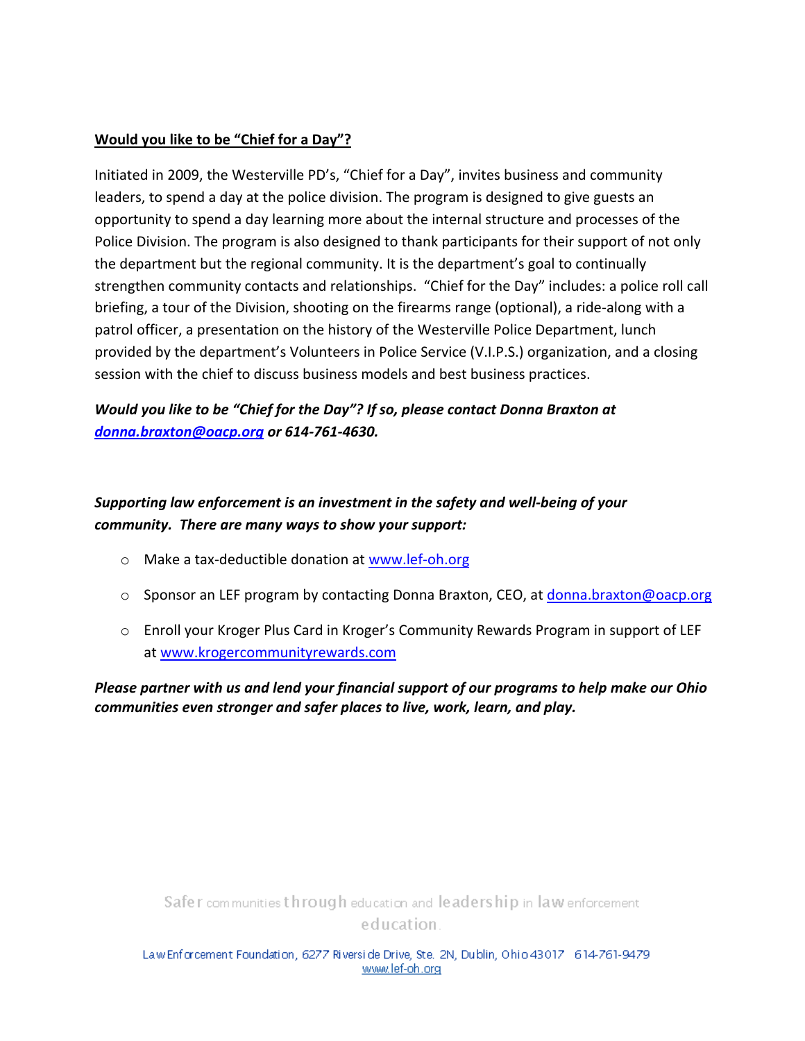**Would you like to be "Chief for a Day"?**

Initiated in 2009, the Westerville PD's, "Chief for a Day", invites business and community leaders, to spend a day at the police division. The program is designed to give guests an opportunity to spend a day learning more about the internal structure and processes of the Police Division. The program is also designed to thank participants for their support of not only the department but the regional community. It is the department's goal to continually strengthen community contacts and relationships. "Chief for the Day" includes: a police roll call briefing, a tour of the Division, shooting on the firearms range (optional), a ride-along with a patrol officer, a presentation on the history of the Westerville Police Department, lunch provided by the department's Volunteers in Police Service (V.I.P.S.) organization, and a closing session with the chief to discuss business models and best business practices.

***Would you like to be "Chief for the Day"? If so, please contact Donna Braxton at donna.braxton@oacp.org or 614-761-4630.***

***Supporting law enforcement is an investment in the safety and well-being of your community. There are many ways to show your support:***

- Make a tax-deductible donation at www.lef-oh.org
- Sponsor an LEF program by contacting Donna Braxton, CEO, at donna.braxton@oacp.org
- Enroll your Kroger Plus Card in Kroger's Community Rewards Program in support of LEF at www.krogercommunityrewards.com

***Please partner with us and lend your financial support of our programs to help make our Ohio communities even stronger and safer places to live, work, learn, and play.***

Safer communities through education and leadership in law enforcement education.

Law Enforcement Foundation, 6277 Riverside Drive, Ste. 2N, Dublin, Ohio 43017 614-761-9479
www.lef-oh.org